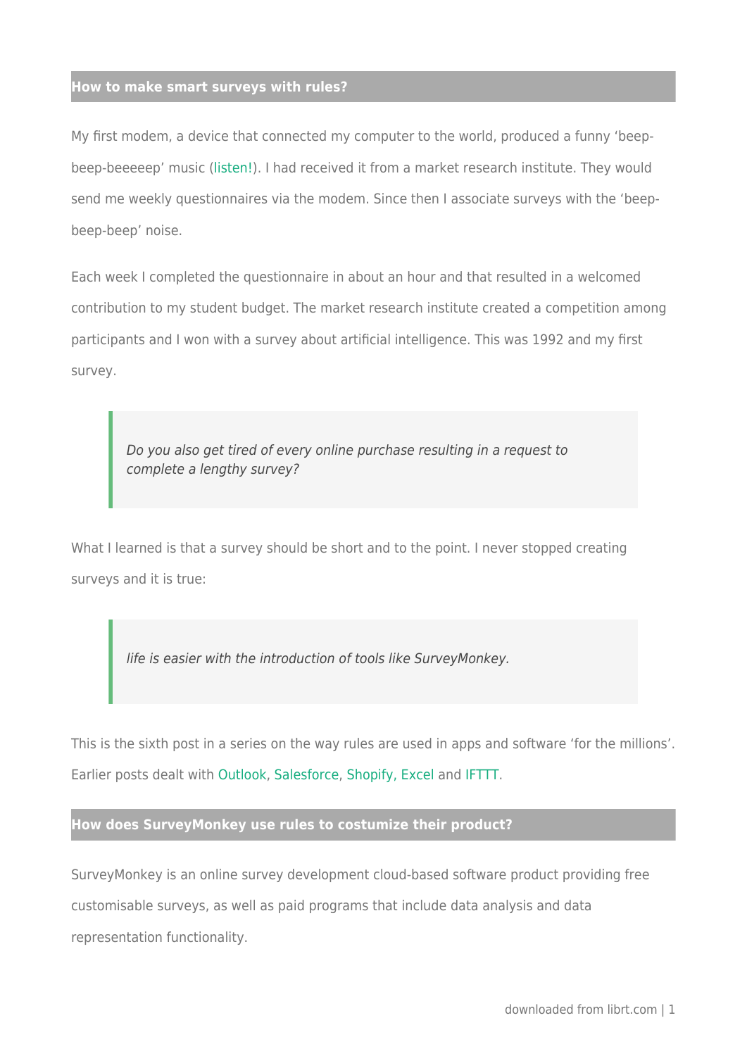## How to make smart surveys with rules?

My first modem, a device that connected my computer to the world, produced a funny 'beep-beep-beeeeep' music (listen!). I had received it from a market research institute. They would send me weekly questionnaires via the modem. Since then I associate surveys with the 'beep-beep-beep' noise.

Each week I completed the questionnaire in about an hour and that resulted in a welcomed contribution to my student budget. The market research institute created a competition among participants and I won with a survey about artificial intelligence. This was 1992 and my first survey.

> *Do you also get tired of every online purchase resulting in a request to complete a lengthy survey?*

What I learned is that a survey should be short and to the point. I never stopped creating surveys and it is true:

> *life is easier with the introduction of tools like SurveyMonkey.*

This is the sixth post in a series on the way rules are used in apps and software 'for the millions'. Earlier posts dealt with Outlook, Salesforce, Shopify, Excel and IFTTT.

## How does SurveyMonkey use rules to costumize their product?

SurveyMonkey is an online survey development cloud-based software product providing free customisable surveys, as well as paid programs that include data analysis and data representation functionality.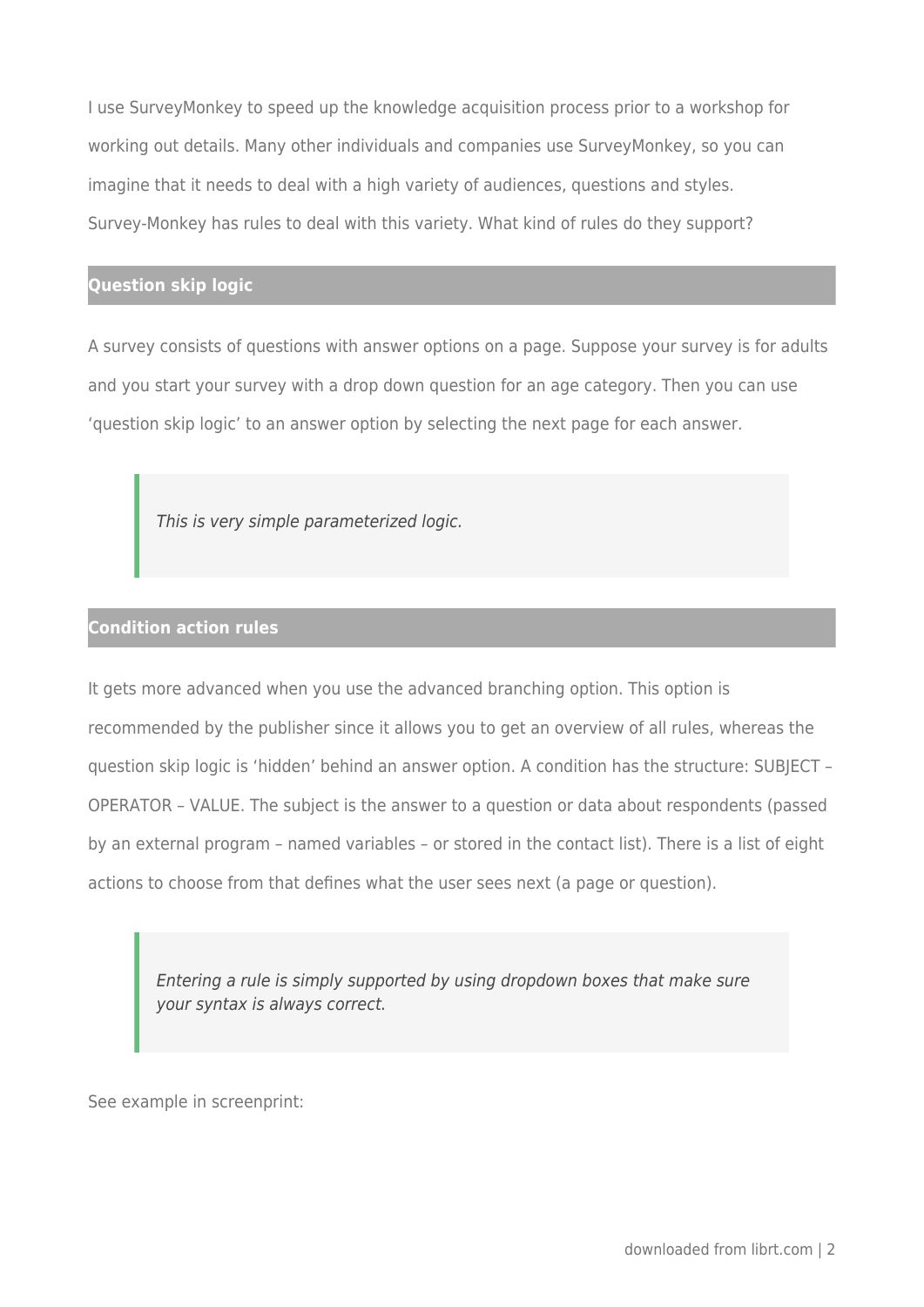I use SurveyMonkey to speed up the knowledge acquisition process prior to a workshop for working out details. Many other individuals and companies use SurveyMonkey, so you can imagine that it needs to deal with a high variety of audiences, questions and styles. Survey-Monkey has rules to deal with this variety. What kind of rules do they support?

## Question skip logic

A survey consists of questions with answer options on a page. Suppose your survey is for adults and you start your survey with a drop down question for an age category. Then you can use 'question skip logic' to an answer option by selecting the next page for each answer.

> *This is very simple parameterized logic.*

## Condition action rules

It gets more advanced when you use the advanced branching option. This option is recommended by the publisher since it allows you to get an overview of all rules, whereas the question skip logic is 'hidden' behind an answer option. A condition has the structure: SUBJECT – OPERATOR – VALUE. The subject is the answer to a question or data about respondents (passed by an external program – named variables – or stored in the contact list). There is a list of eight actions to choose from that defines what the user sees next (a page or question).

> *Entering a rule is simply supported by using dropdown boxes that make sure your syntax is always correct.*

See example in screenprint: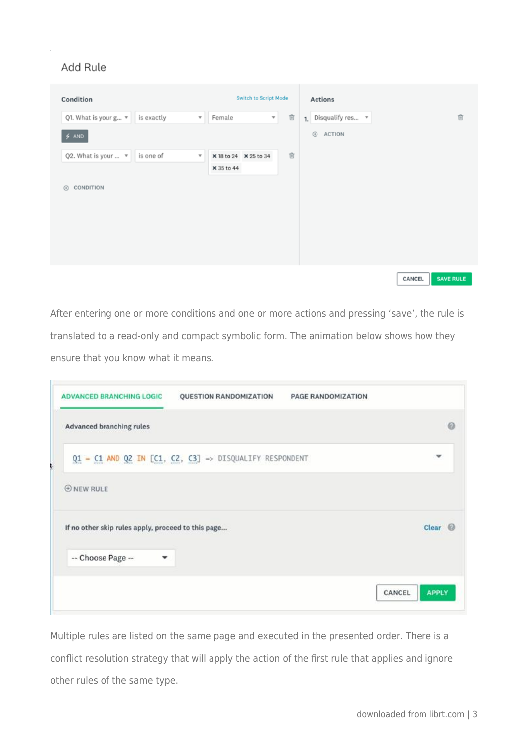Add Rule

| Condition | | | Actions |
|---|---|---|---|
| Q1. What is your g... | is exactly | Female | 1. Disqualify res... |
| AND | | | ACTION |
| Q2. What is your ... | is one of | 18 to 24, 25 to 34, 35 to 44 | |
| CONDITION | | | |

Switch to Script Mode

CANCEL | SAVE RULE

After entering one or more conditions and one or more actions and pressing 'save', the rule is translated to a read-only and compact symbolic form. The animation below shows how they ensure that you know what it means.

ADVANCED BRANCHING LOGIC | QUESTION RANDOMIZATION | PAGE RANDOMIZATION

Advanced branching rules

```
Q1 = C1 AND Q2 IN [C1, C2, C3] => DISQUALIFY RESPONDENT
```

NEW RULE

If no other skip rules apply, proceed to this page... Clear

-- Choose Page --

CANCEL | APPLY

Multiple rules are listed on the same page and executed in the presented order. There is a conflict resolution strategy that will apply the action of the first rule that applies and ignore other rules of the same type.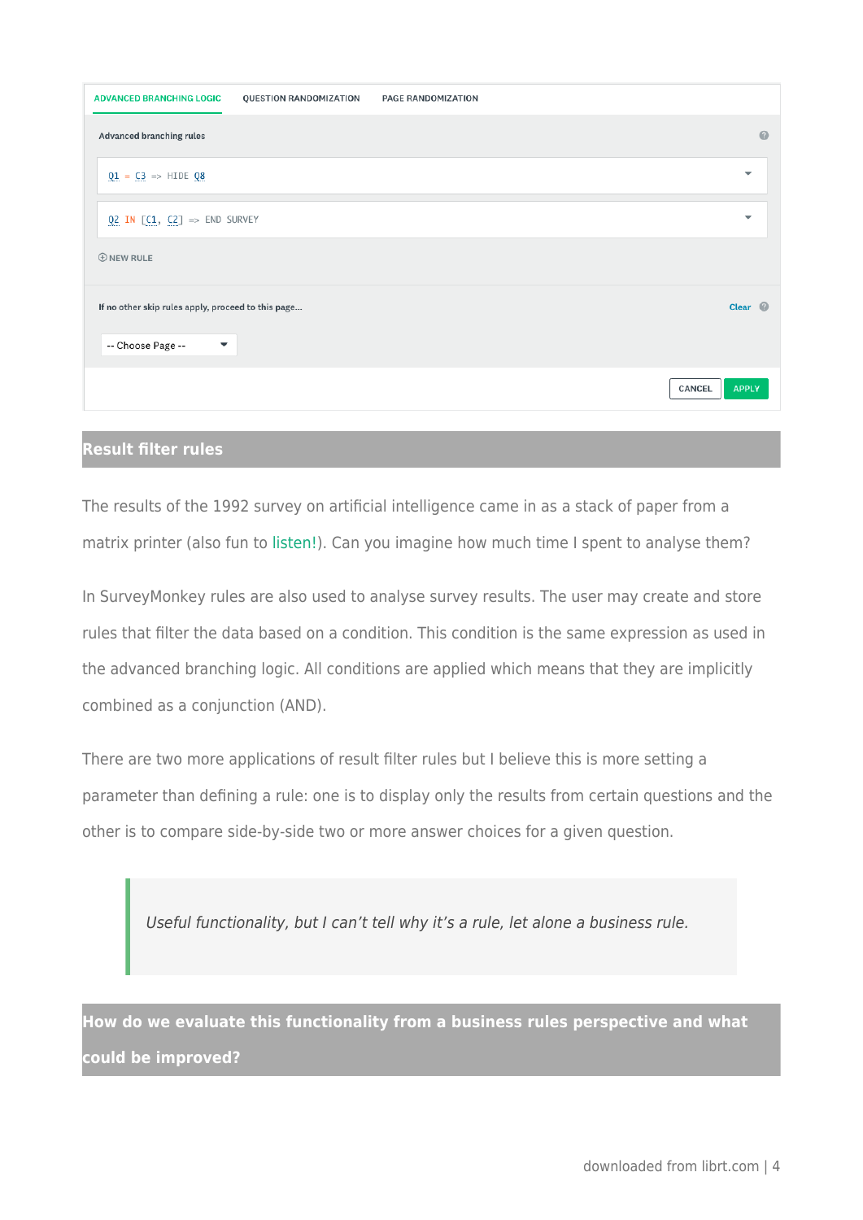ADVANCED BRANCHING LOGIC | QUESTION RANDOMIZATION | PAGE RANDOMIZATION

Advanced branching rules

```
Q1 = C3 => HIDE Q8
```

```
Q2 IN [C1, C2] => END SURVEY
```

NEW RULE

If no other skip rules apply, proceed to this page... Clear

-- Choose Page --

CANCEL APPLY

## Result filter rules

The results of the 1992 survey on artificial intelligence came in as a stack of paper from a matrix printer (also fun to listen!). Can you imagine how much time I spent to analyse them?

In SurveyMonkey rules are also used to analyse survey results. The user may create and store rules that filter the data based on a condition. This condition is the same expression as used in the advanced branching logic. All conditions are applied which means that they are implicitly combined as a conjunction (AND).

There are two more applications of result filter rules but I believe this is more setting a parameter than defining a rule: one is to display only the results from certain questions and the other is to compare side-by-side two or more answer choices for a given question.

> *Useful functionality, but I can't tell why it's a rule, let alone a business rule.*

## How do we evaluate this functionality from a business rules perspective and what could be improved?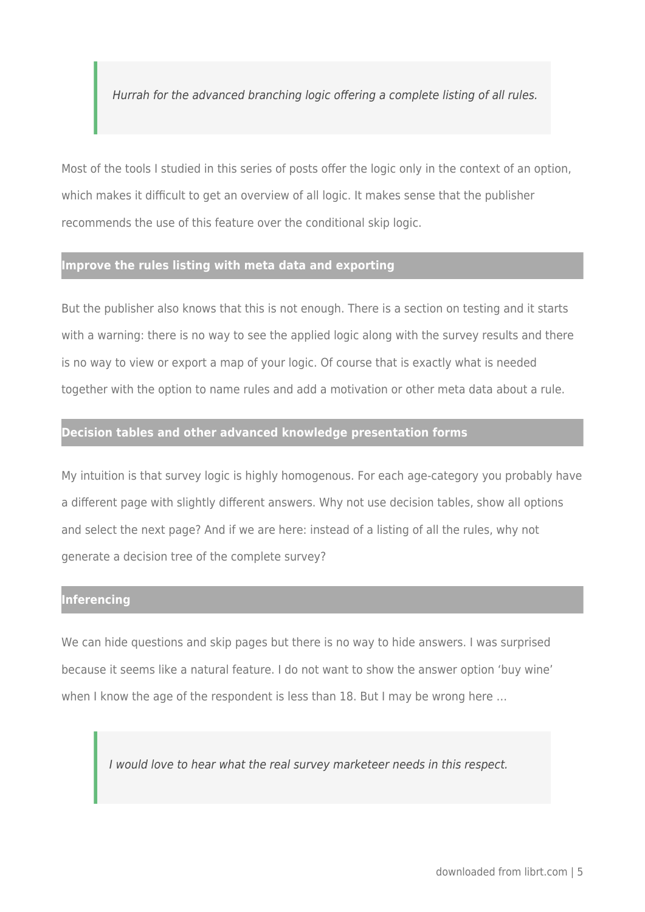> *Hurrah for the advanced branching logic offering a complete listing of all rules.*

Most of the tools I studied in this series of posts offer the logic only in the context of an option, which makes it difficult to get an overview of all logic. It makes sense that the publisher recommends the use of this feature over the conditional skip logic.

## Improve the rules listing with meta data and exporting

But the publisher also knows that this is not enough. There is a section on testing and it starts with a warning: there is no way to see the applied logic along with the survey results and there is no way to view or export a map of your logic. Of course that is exactly what is needed together with the option to name rules and add a motivation or other meta data about a rule.

## Decision tables and other advanced knowledge presentation forms

My intuition is that survey logic is highly homogenous. For each age-category you probably have a different page with slightly different answers. Why not use decision tables, show all options and select the next page? And if we are here: instead of a listing of all the rules, why not generate a decision tree of the complete survey?

## Inferencing

We can hide questions and skip pages but there is no way to hide answers. I was surprised because it seems like a natural feature. I do not want to show the answer option 'buy wine' when I know the age of the respondent is less than 18. But I may be wrong here …

> *I would love to hear what the real survey marketeer needs in this respect.*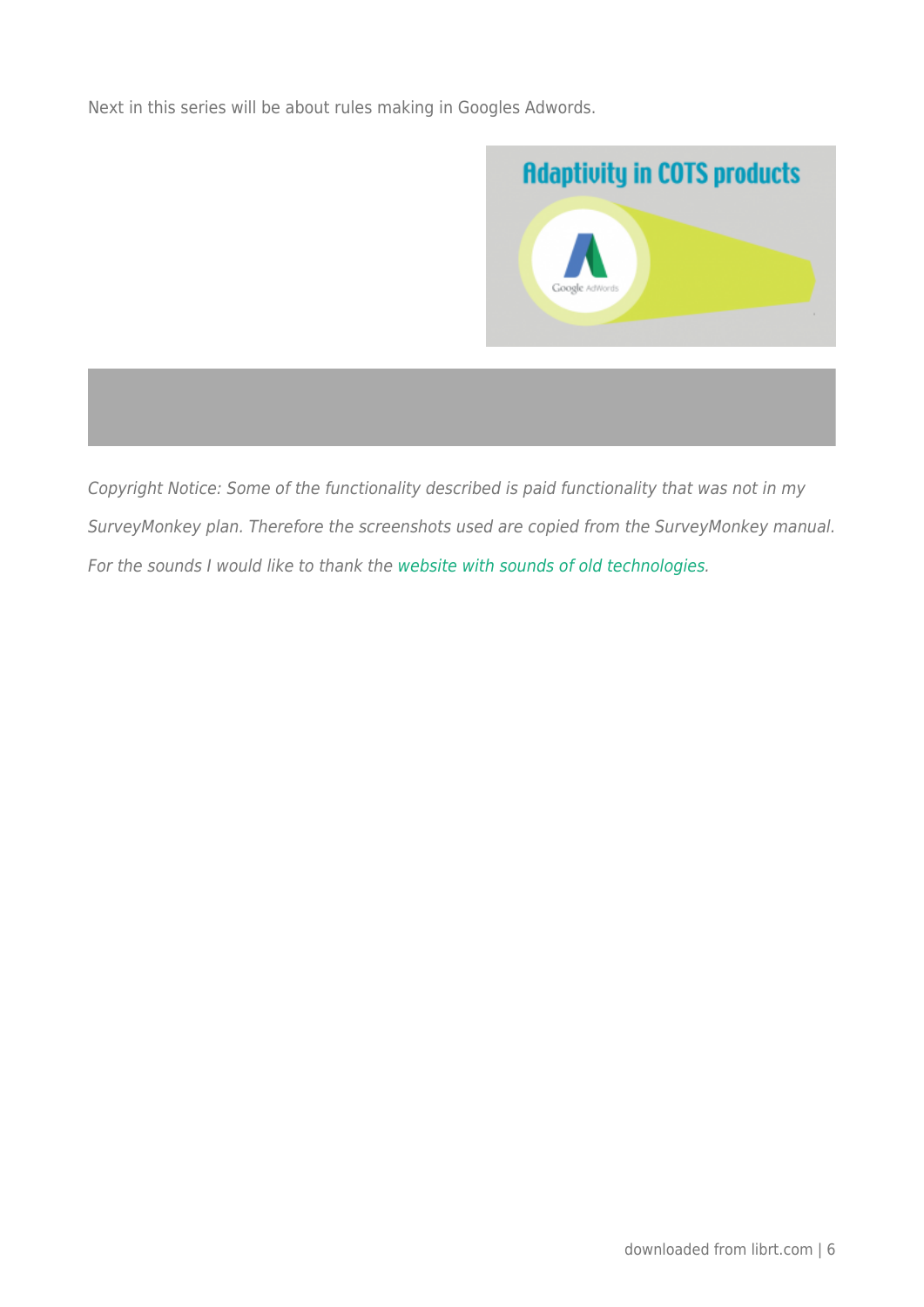Next in this series will be about rules making in Googles Adwords.

*Copyright Notice: Some of the functionality described is paid functionality that was not in my SurveyMonkey plan. Therefore the screenshots used are copied from the SurveyMonkey manual. For the sounds I would like to thank the website with sounds of old technologies.*